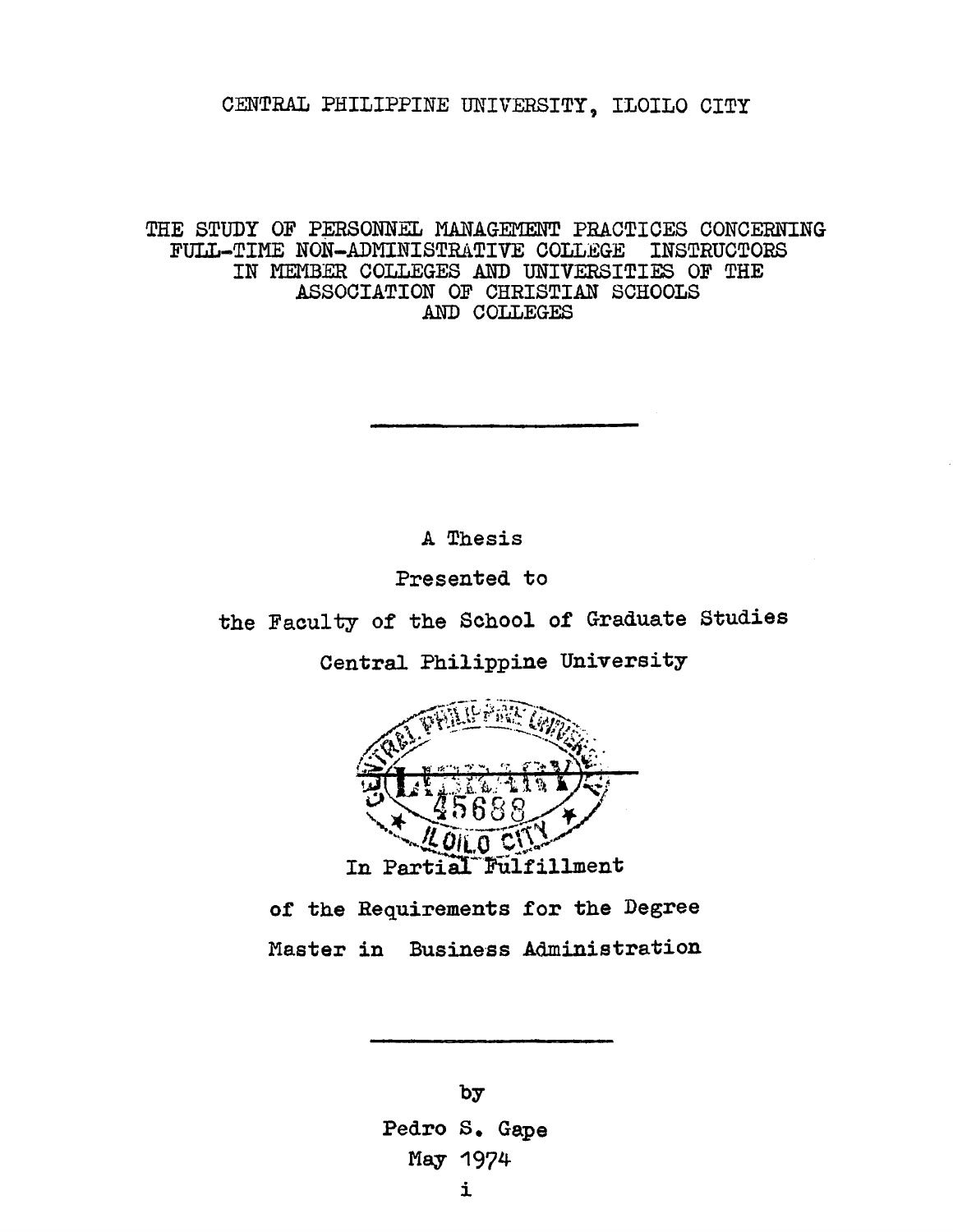CENTRAL PHILIPPINE UNIVERSITY, ILOILO CITY

# THE STUDY OF PERSONNEL MANAGEMENT PRACTICES CONCERNING FULL-TIME NON-ADMINISTRATIVE COLLEGE INSTRUCTORS IN MEMBER COLLEGES AND UNIVERSITIES OF THE ASSOCIATION OF CHRISTIAN SCHOOLS AND COLLEGES

---

A Thesis

Presented to

the Faculty of the School of Graduate Studies

Central Philippine University

CENTRAL PHILIPPINE UNIVERSITY LIBRARY 45688 ILOILO CITY

In Partial Fulfillment

of the Requirements for the Degree

Master in Business Administration

---

by

Pedro S. Gape

May 1974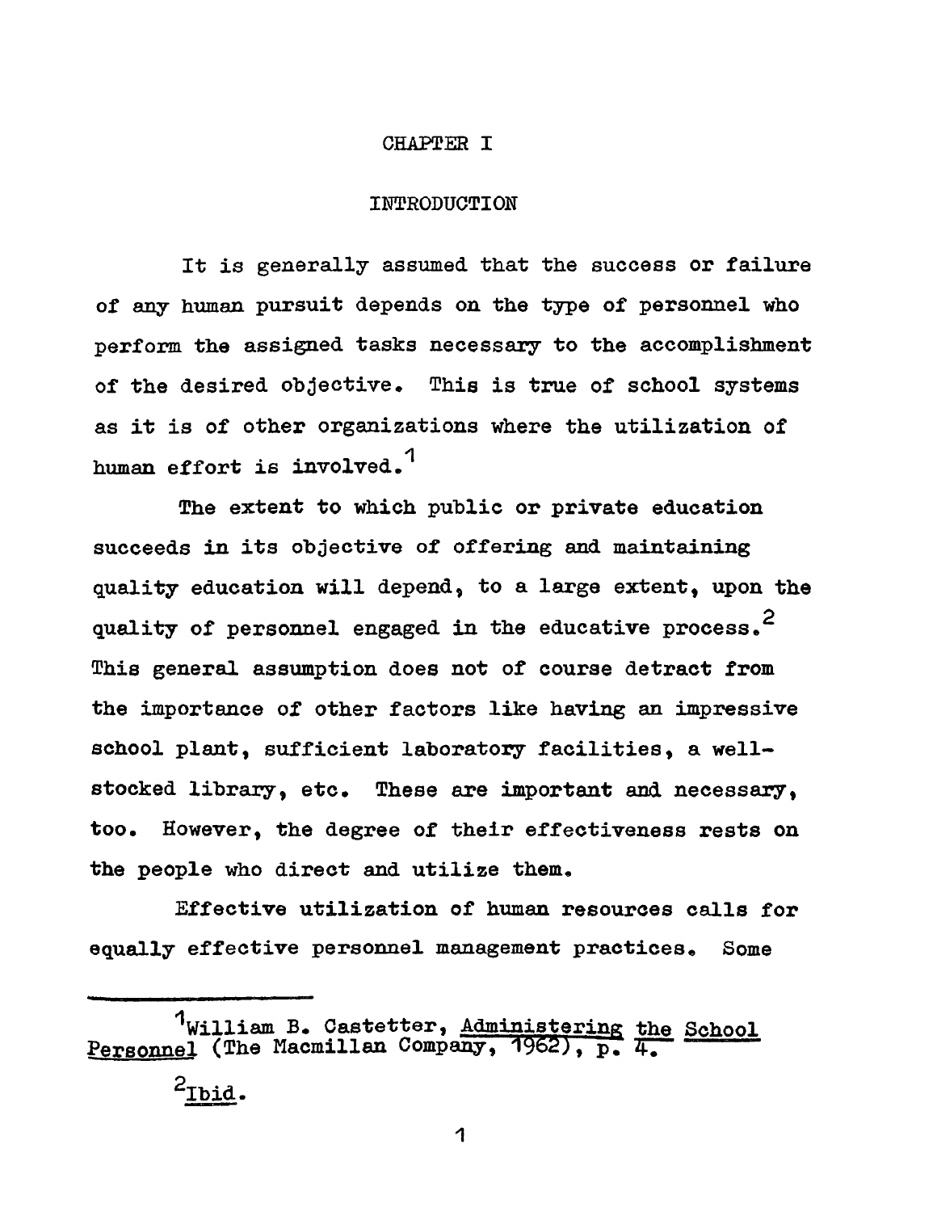# CHAPTER I

## INTRODUCTION

It is generally assumed that the success or failure of any human pursuit depends on the type of personnel who perform the assigned tasks necessary to the accomplishment of the desired objective. This is true of school systems as it is of other organizations where the utilization of human effort is involved.[1]

The extent to which public or private education succeeds in its objective of offering and maintaining quality education will depend, to a large extent, upon the quality of personnel engaged in the educative process.[2] This general assumption does not of course detract from the importance of other factors like having an impressive school plant, sufficient laboratory facilities, a well-stocked library, etc. These are important and necessary, too. However, the degree of their effectiveness rests on the people who direct and utilize them.

Effective utilization of human resources calls for equally effective personnel management practices. Some

---

[1] William B. Castetter, Administering the School Personnel (The Macmillan Company, 1962), p. 4.

[2] Ibid.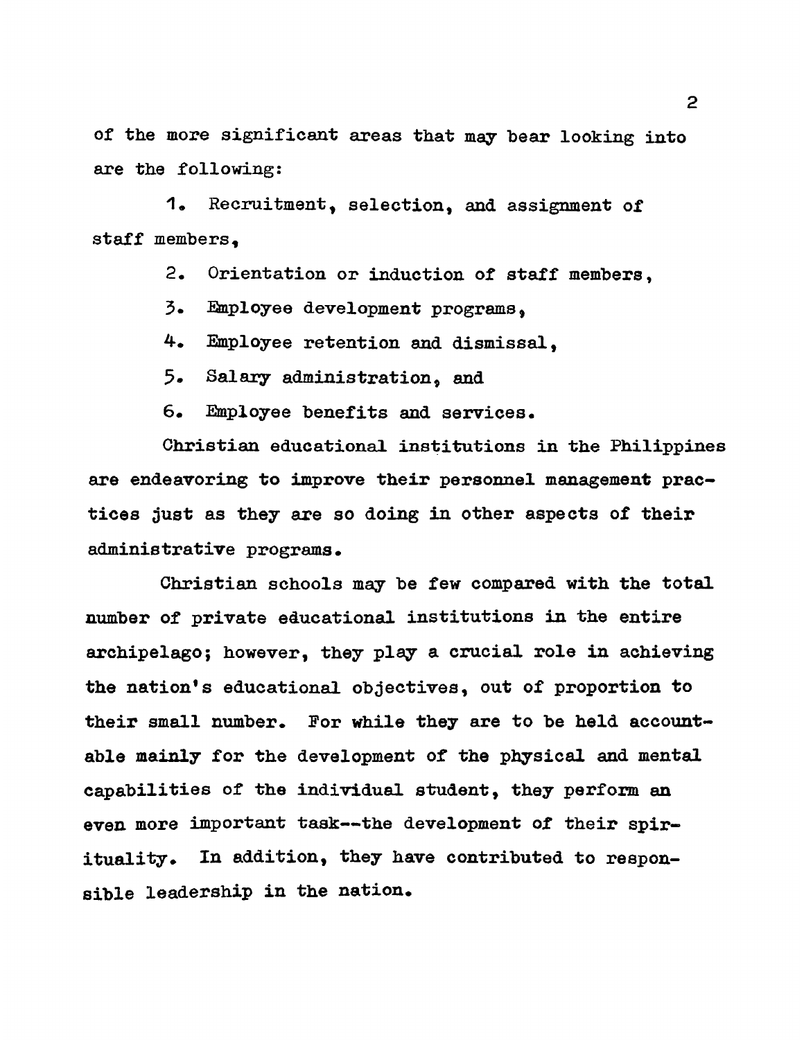of the more significant areas that may bear looking into are the following:

1. Recruitment, selection, and assignment of staff members,
2. Orientation or induction of staff members,
3. Employee development programs,
4. Employee retention and dismissal,
5. Salary administration, and
6. Employee benefits and services.

Christian educational institutions in the Philippines are endeavoring to improve their personnel management practices just as they are so doing in other aspects of their administrative programs.

Christian schools may be few compared with the total number of private educational institutions in the entire archipelago; however, they play a crucial role in achieving the nation's educational objectives, out of proportion to their small number. For while they are to be held accountable mainly for the development of the physical and mental capabilities of the individual student, they perform an even more important task--the development of their spirituality. In addition, they have contributed to responsible leadership in the nation.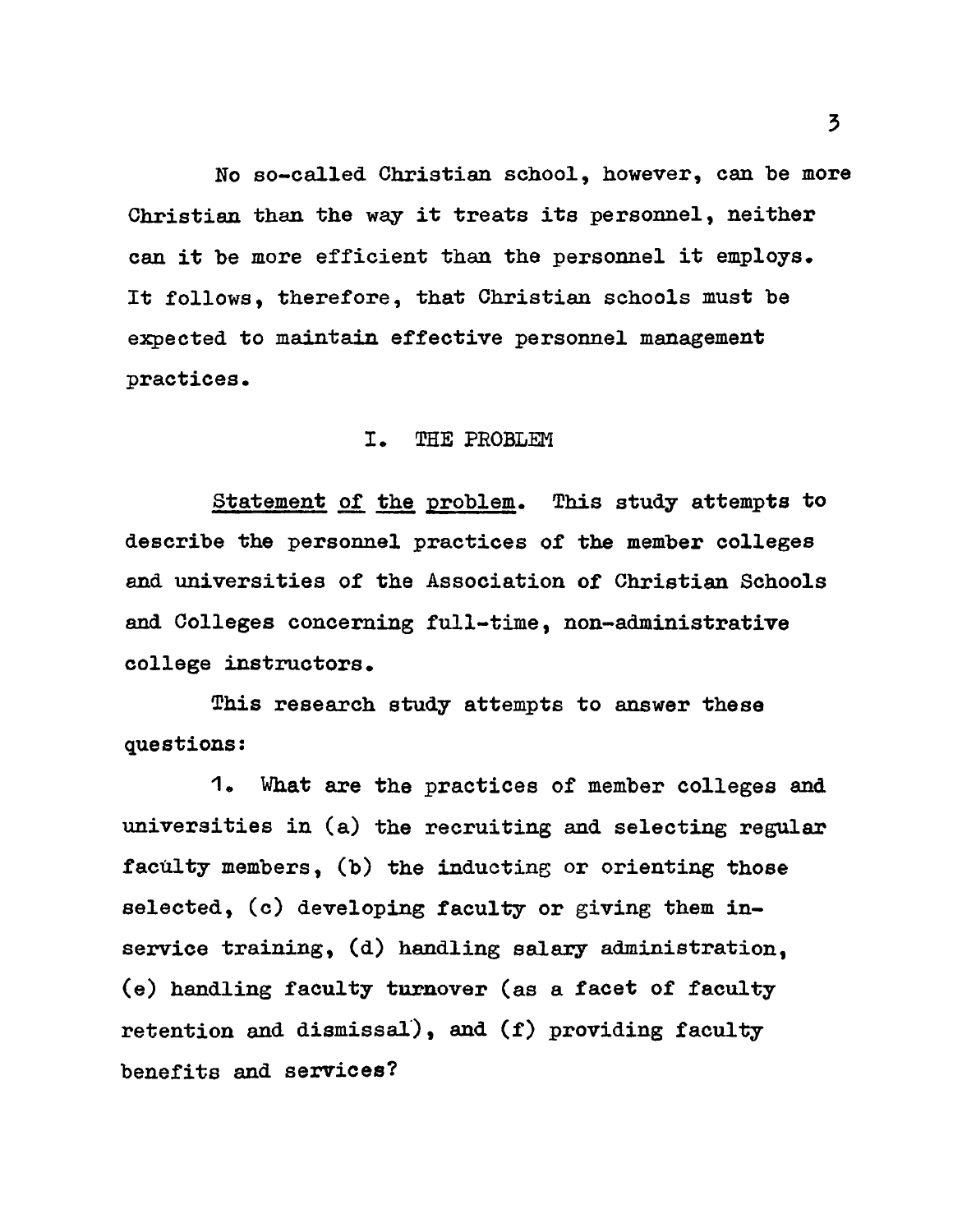No so-called Christian school, however, can be more Christian than the way it treats its personnel, neither can it be more efficient than the personnel it employs. It follows, therefore, that Christian schools must be expected to maintain effective personnel management practices.

## I. THE PROBLEM

<u>Statement of the problem</u>. This study attempts to describe the personnel practices of the member colleges and universities of the Association of Christian Schools and Colleges concerning full-time, non-administrative college instructors.

This research study attempts to answer these questions:

1. What are the practices of member colleges and universities in (a) the recruiting and selecting regular faculty members, (b) the inducting or orienting those selected, (c) developing faculty or giving them in-service training, (d) handling salary administration, (e) handling faculty turnover (as a facet of faculty retention and dismissal), and (f) providing faculty benefits and services?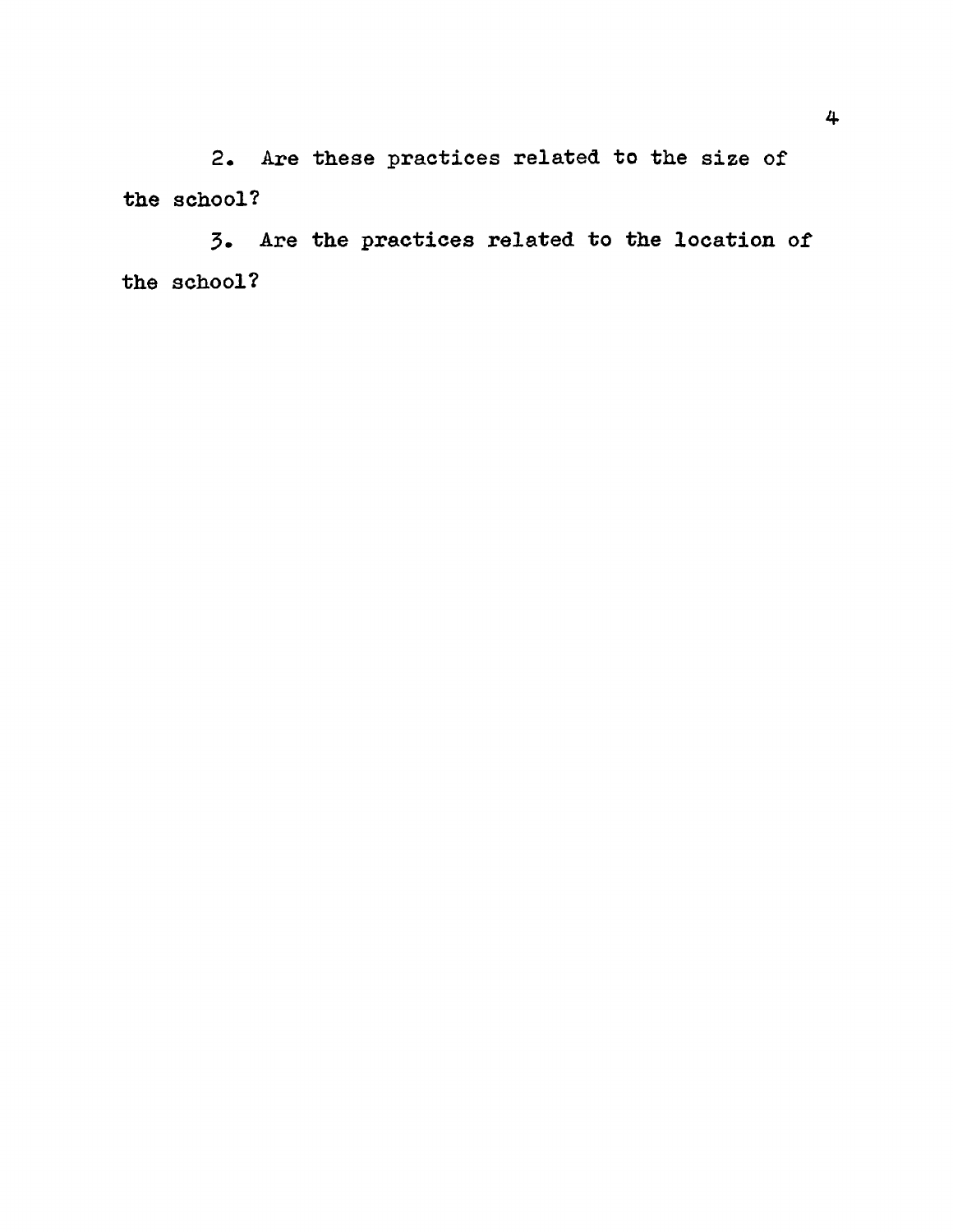2. Are these practices related to the size of the school?

3. Are the practices related to the location of the school?